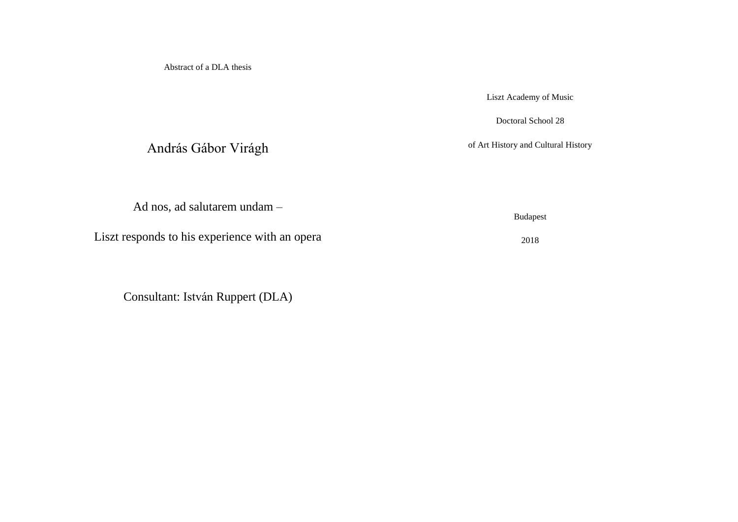Abstract of a DLA thesis

# András Gábor Virágh

## Ad nos, ad salutarem undam – Liszt responds to his experience with an opera

Consultant: István Ruppert (DLA)

Liszt Academy of Music

Doctoral School 28

of Art History and Cultural History

Budapest

2018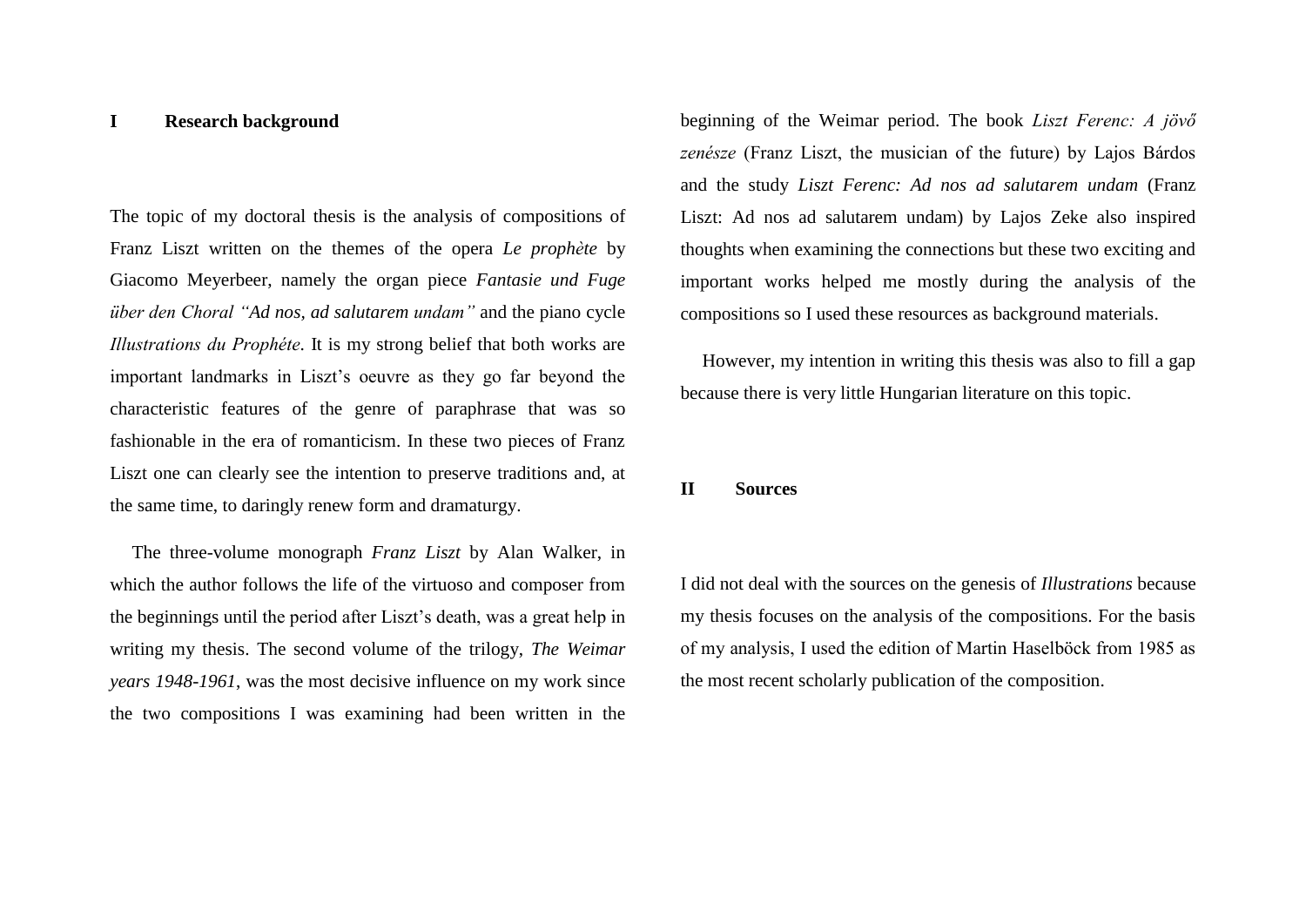# I Research background

The topic of my doctoral thesis is the analysis of compositions of Franz Liszt written on the themes of the opera *Le prophète* by Giacomo Meyerbeer, namely the organ piece *Fantasie und Fuge über den Choral "Ad nos, ad salutarem undam"* and the piano cycle *Illustrations du Prophéte*. It is my strong belief that both works are important landmarks in Liszt's oeuvre as they go far beyond the characteristic features of the genre of paraphrase that was so fashionable in the era of romanticism. In these two pieces of Franz Liszt one can clearly see the intention to preserve traditions and, at the same time, to daringly renew form and dramaturgy.

The three-volume monograph *Franz Liszt* by Alan Walker, in which the author follows the life of the virtuoso and composer from the beginnings until the period after Liszt's death, was a great help in writing my thesis. The second volume of the trilogy, *The Weimar years 1948-1961*, was the most decisive influence on my work since the two compositions I was examining had been written in the beginning of the Weimar period. The book *Liszt Ferenc: A jövő zenésze* (Franz Liszt, the musician of the future) by Lajos Bárdos and the study *Liszt Ferenc: Ad nos ad salutarem undam* (Franz Liszt: Ad nos ad salutarem undam) by Lajos Zeke also inspired thoughts when examining the connections but these two exciting and important works helped me mostly during the analysis of the compositions so I used these resources as background materials.

However, my intention in writing this thesis was also to fill a gap because there is very little Hungarian literature on this topic.

# II Sources

I did not deal with the sources on the genesis of *Illustrations* because my thesis focuses on the analysis of the compositions. For the basis of my analysis, I used the edition of Martin Haselböck from 1985 as the most recent scholarly publication of the composition.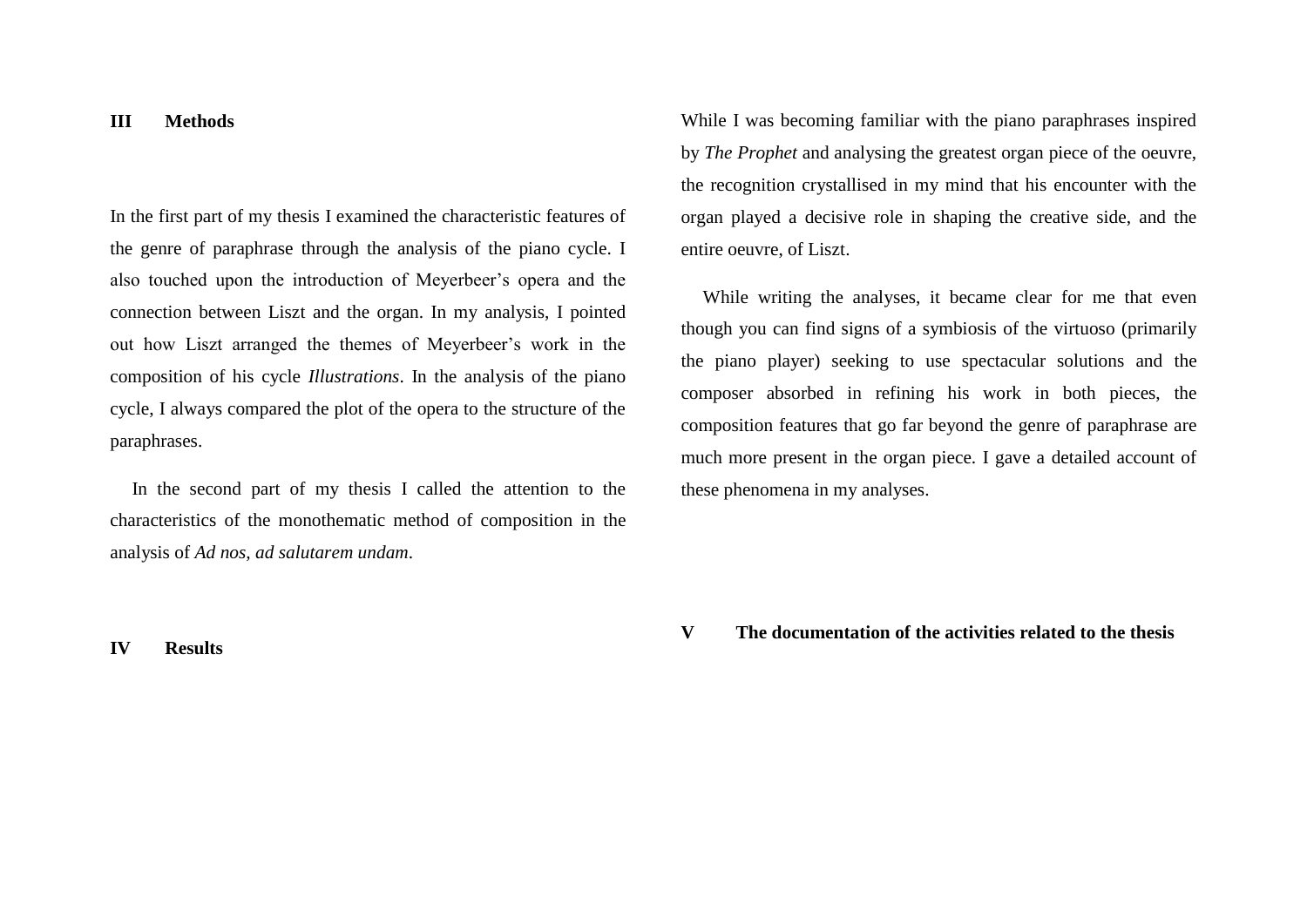## III Methods

In the first part of my thesis I examined the characteristic features of the genre of paraphrase through the analysis of the piano cycle. I also touched upon the introduction of Meyerbeer's opera and the connection between Liszt and the organ. In my analysis, I pointed out how Liszt arranged the themes of Meyerbeer's work in the composition of his cycle *Illustrations*. In the analysis of the piano cycle, I always compared the plot of the opera to the structure of the paraphrases.

In the second part of my thesis I called the attention to the characteristics of the monothematic method of composition in the analysis of *Ad nos, ad salutarem undam*.

## IV Results

While I was becoming familiar with the piano paraphrases inspired by *The Prophet* and analysing the greatest organ piece of the oeuvre, the recognition crystallised in my mind that his encounter with the organ played a decisive role in shaping the creative side, and the entire oeuvre, of Liszt.

While writing the analyses, it became clear for me that even though you can find signs of a symbiosis of the virtuoso (primarily the piano player) seeking to use spectacular solutions and the composer absorbed in refining his work in both pieces, the composition features that go far beyond the genre of paraphrase are much more present in the organ piece. I gave a detailed account of these phenomena in my analyses.

## V The documentation of the activities related to the thesis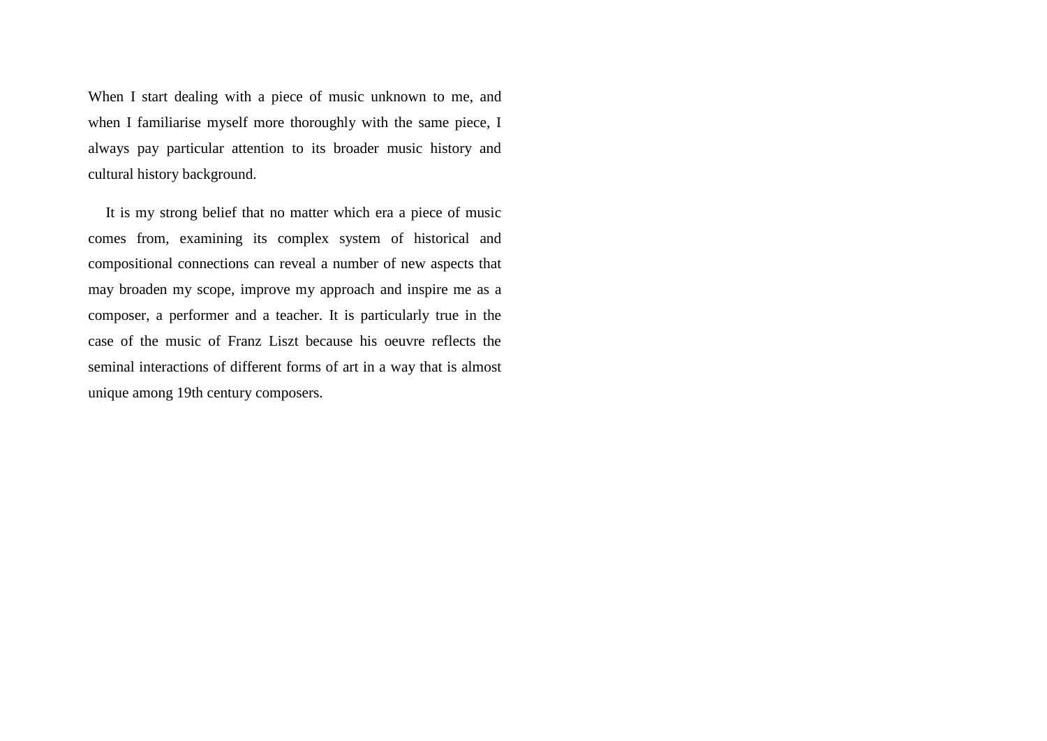When I start dealing with a piece of music unknown to me, and when I familiarise myself more thoroughly with the same piece, I always pay particular attention to its broader music history and cultural history background.

It is my strong belief that no matter which era a piece of music comes from, examining its complex system of historical and compositional connections can reveal a number of new aspects that may broaden my scope, improve my approach and inspire me as a composer, a performer and a teacher. It is particularly true in the case of the music of Franz Liszt because his oeuvre reflects the seminal interactions of different forms of art in a way that is almost unique among 19th century composers.